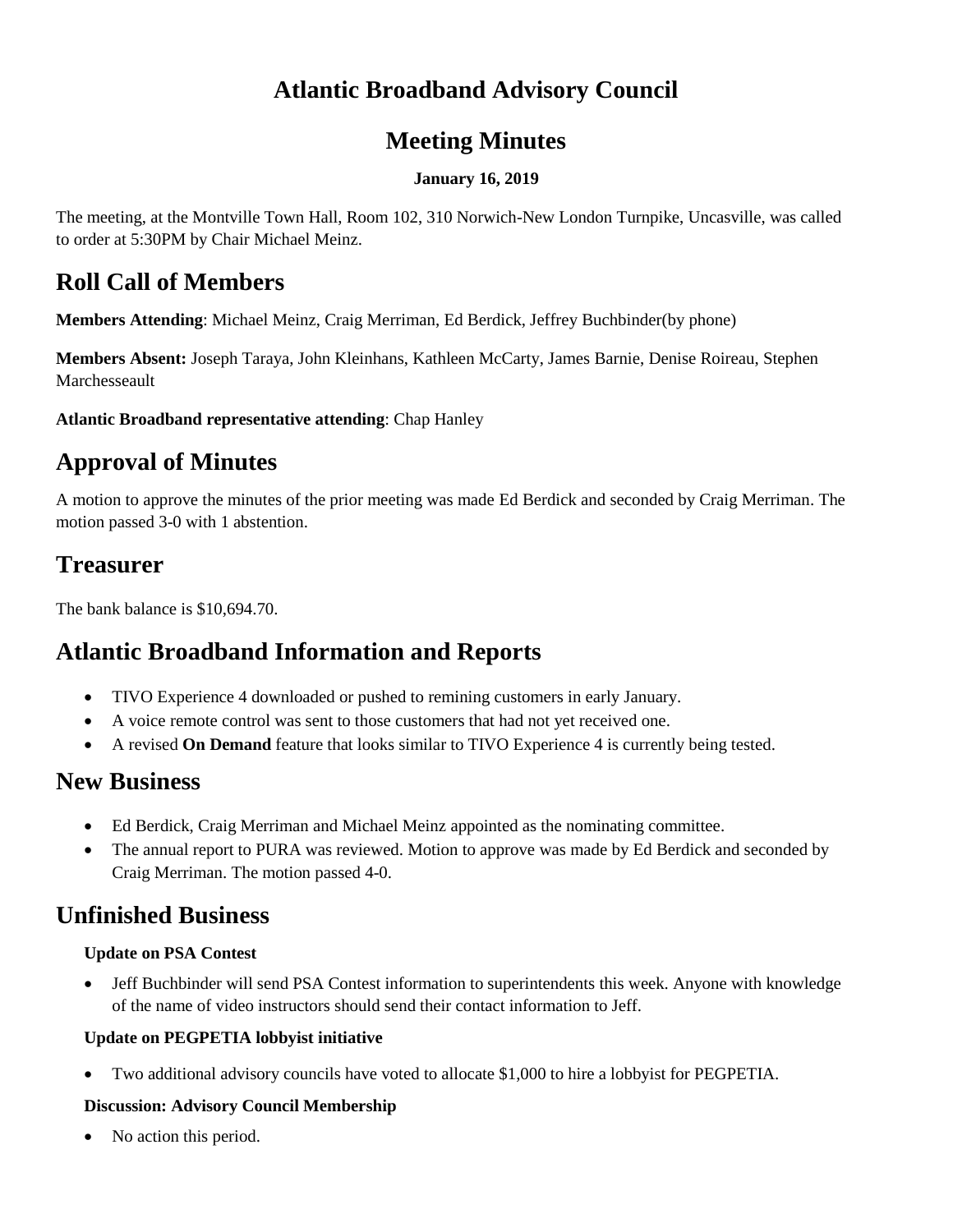# Atlantic Broadband Advisory Council

## Meeting Minutes

**January 16, 2019**

The meeting, at the Montville Town Hall, Room 102, 310 Norwich-New London Turnpike, Uncasville, was called to order at 5:30PM by Chair Michael Meinz.

## Roll Call of Members

**Members Attending**: Michael Meinz, Craig Merriman, Ed Berdick, Jeffrey Buchbinder(by phone)

**Members Absent:** Joseph Taraya, John Kleinhans, Kathleen McCarty, James Barnie, Denise Roireau, Stephen Marchesseault

**Atlantic Broadband representative attending**: Chap Hanley

## Approval of Minutes

A motion to approve the minutes of the prior meeting was made Ed Berdick and seconded by Craig Merriman. The motion passed 3-0 with 1 abstention.

## Treasurer

The bank balance is $10,694.70.

## Atlantic Broadband Information and Reports

- TIVO Experience 4 downloaded or pushed to remining customers in early January.
- A voice remote control was sent to those customers that had not yet received one.
- A revised **On Demand** feature that looks similar to TIVO Experience 4 is currently being tested.

## New Business

- Ed Berdick, Craig Merriman and Michael Meinz appointed as the nominating committee.
- The annual report to PURA was reviewed. Motion to approve was made by Ed Berdick and seconded by Craig Merriman. The motion passed 4-0.

## Unfinished Business

**Update on PSA Contest**

- Jeff Buchbinder will send PSA Contest information to superintendents this week. Anyone with knowledge of the name of video instructors should send their contact information to Jeff.

**Update on PEGPETIA lobbyist initiative**

- Two additional advisory councils have voted to allocate $1,000 to hire a lobbyist for PEGPETIA.

**Discussion: Advisory Council Membership**

- No action this period.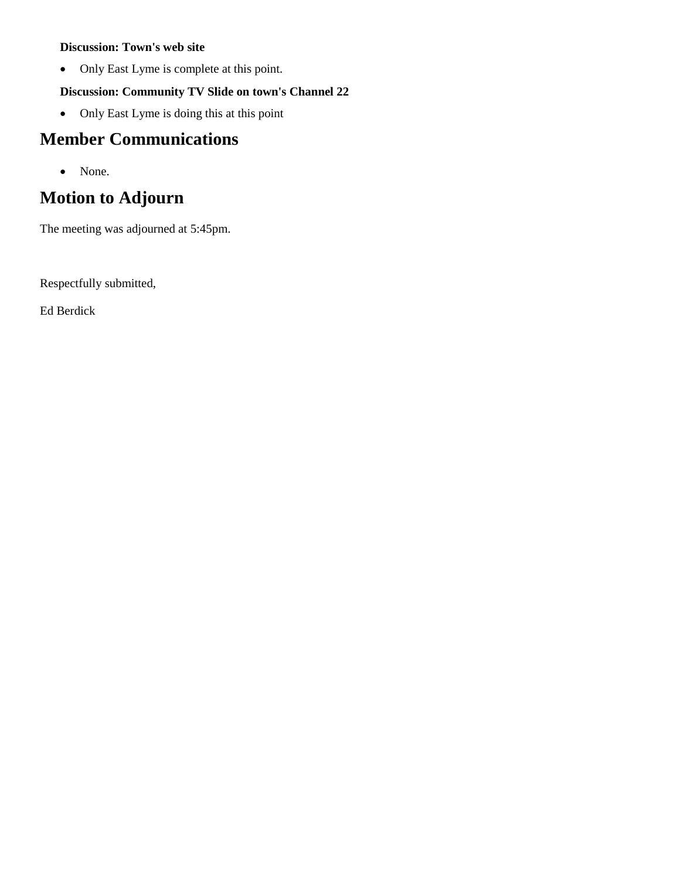**Discussion: Town's web site**

- Only East Lyme is complete at this point.

**Discussion: Community TV Slide on town's Channel 22**

- Only East Lyme is doing this at this point

## Member Communications

- None.

## Motion to Adjourn

The meeting was adjourned at 5:45pm.

Respectfully submitted,

Ed Berdick